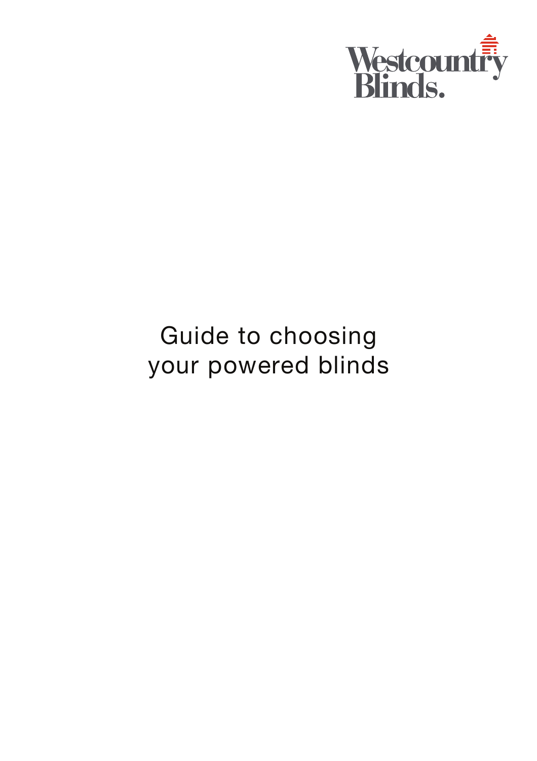Westcountry Blinds.

# Guide to choosing your powered blinds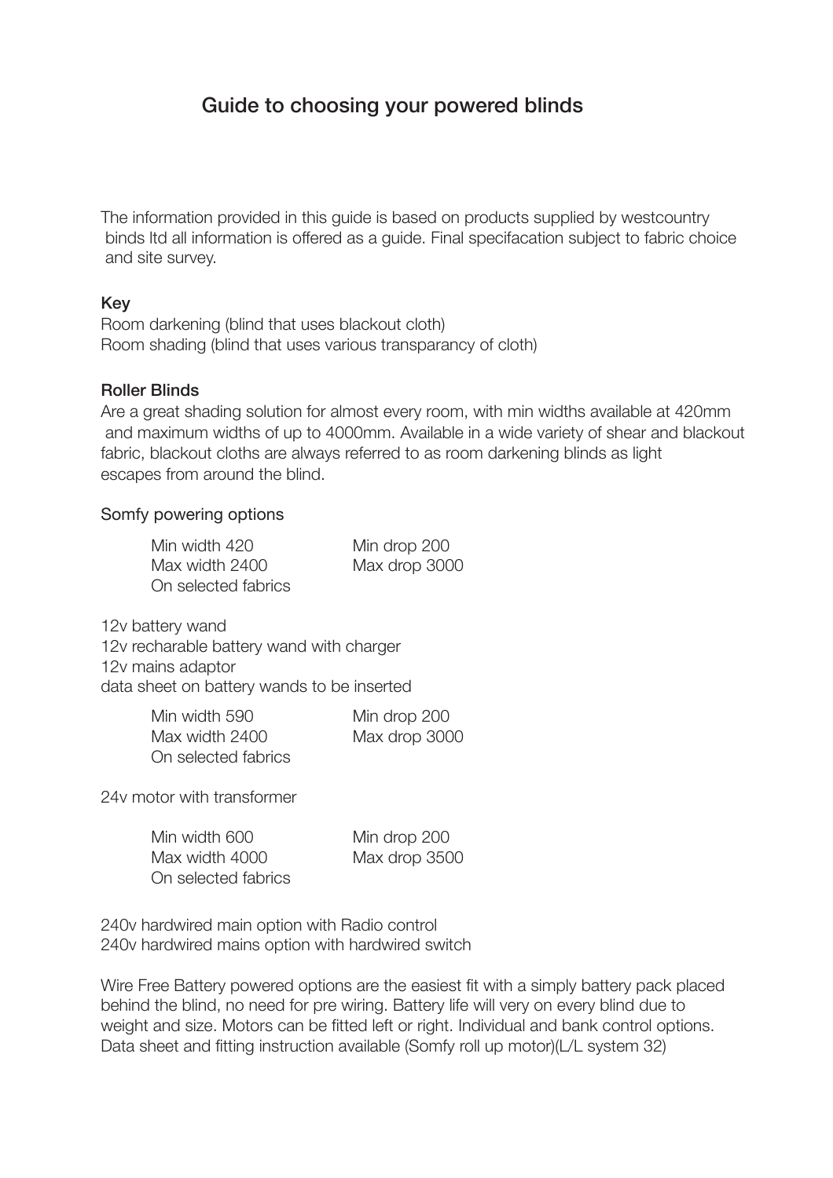# Guide to choosing your powered blinds

The information provided in this guide is based on products supplied by westcountry binds ltd all information is offered as a guide. Final specifacation subject to fabric choice and site survey.

**Key**

Room darkening (blind that uses blackout cloth)
Room shading (blind that uses various transparancy of cloth)

**Roller Blinds**

Are a great shading solution for almost every room, with min widths available at 420mm and maximum widths of up to 4000mm. Available in a wide variety of shear and blackout fabric, blackout cloths are always referred to as room darkening blinds as light escapes from around the blind.

Somfy powering options

| | |
|---|---|
| Min width 420 | Min drop 200 |
| Max width 2400 | Max drop 3000 |
| On selected fabrics | |

12v battery wand
12v recharable battery wand with charger
12v mains adaptor
data sheet on battery wands to be inserted

| | |
|---|---|
| Min width 590 | Min drop 200 |
| Max width 2400 | Max drop 3000 |
| On selected fabrics | |

24v motor with transformer

| | |
|---|---|
| Min width 600 | Min drop 200 |
| Max width 4000 | Max drop 3500 |
| On selected fabrics | |

240v hardwired main option with Radio control
240v hardwired mains option with hardwired switch

Wire Free Battery powered options are the easiest fit with a simply battery pack placed behind the blind, no need for pre wiring. Battery life will very on every blind due to weight and size. Motors can be fitted left or right. Individual and bank control options. Data sheet and fitting instruction available (Somfy roll up motor)(L/L system 32)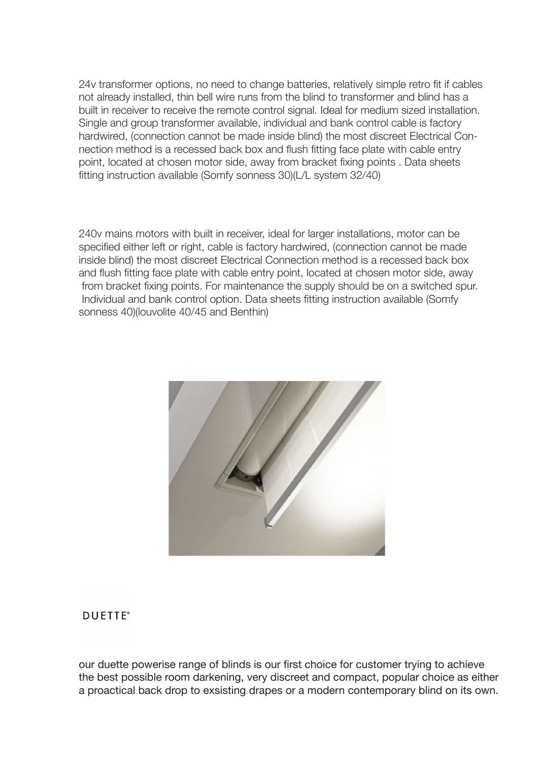24v transformer options, no need to change batteries, relatively simple retro fit if cables not already installed, thin bell wire runs from the blind to transformer and blind has a built in receiver to receive the remote control signal. Ideal for medium sized installation. Single and group transformer available, individual and bank control cable is factory hardwired, (connection cannot be made inside blind) the most discreet Electrical Connection method is a recessed back box and flush fitting face plate with cable entry point, located at chosen motor side, away from bracket fixing points . Data sheets fitting instruction available (Somfy sonness 30)(L/L system 32/40)

240v mains motors with built in receiver, ideal for larger installations, motor can be specified either left or right, cable is factory hardwired, (connection cannot be made inside blind) the most discreet Electrical Connection method is a recessed back box and flush fitting face plate with cable entry point, located at chosen motor side, away from bracket fixing points. For maintenance the supply should be on a switched spur. Individual and bank control option. Data sheets fitting instruction available (Somfy sonness 40)(louvolite 40/45 and Benthin)

DUETTE®

our duette powerise range of blinds is our first choice for customer trying to achieve the best possible room darkening, very discreet and compact, popular choice as either a proactical back drop to exsisting drapes or a modern contemporary blind on its own.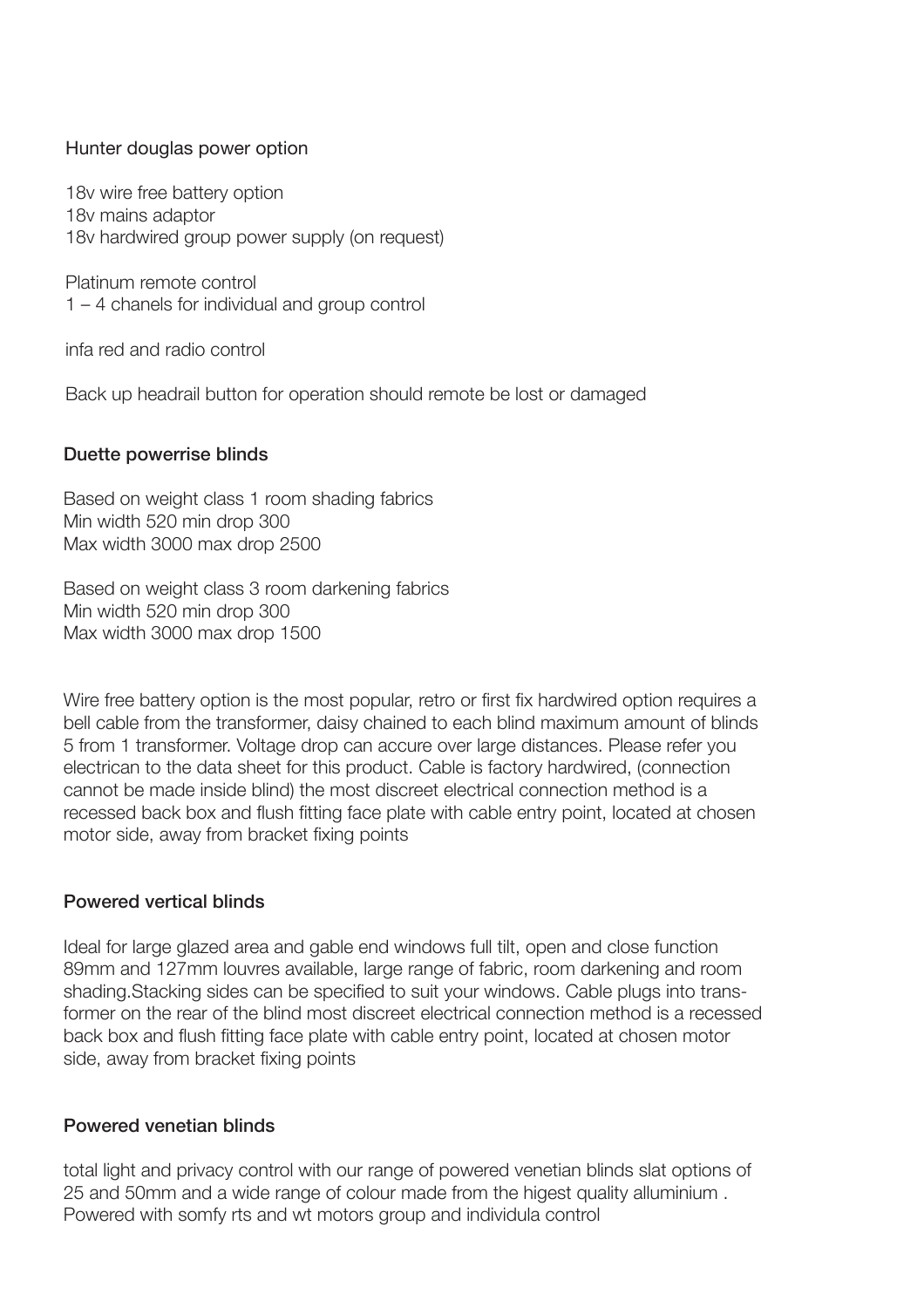Hunter douglas power option

18v wire free battery option
18v mains adaptor
18v hardwired group power supply (on request)

Platinum remote control
1 – 4 chanels for individual and group control

infa red and radio control

Back up headrail button for operation should remote be lost or damaged

**Duette powerrise blinds**

Based on weight class 1 room shading fabrics
Min width 520 min drop 300
Max width 3000 max drop 2500

Based on weight class 3 room darkening fabrics
Min width 520 min drop 300
Max width 3000 max drop 1500

Wire free battery option is the most popular, retro or first fix hardwired option requires a bell cable from the transformer, daisy chained to each blind maximum amount of blinds 5 from 1 transformer. Voltage drop can accure over large distances. Please refer you electrican to the data sheet for this product. Cable is factory hardwired, (connection cannot be made inside blind) the most discreet electrical connection method is a recessed back box and flush fitting face plate with cable entry point, located at chosen motor side, away from bracket fixing points

**Powered vertical blinds**

Ideal for large glazed area and gable end windows full tilt, open and close function 89mm and 127mm louvres available, large range of fabric, room darkening and room shading.Stacking sides can be specified to suit your windows. Cable plugs into transformer on the rear of the blind most discreet electrical connection method is a recessed back box and flush fitting face plate with cable entry point, located at chosen motor side, away from bracket fixing points

**Powered venetian blinds**

total light and privacy control with our range of powered venetian blinds slat options of 25 and 50mm and a wide range of colour made from the higest quality alluminium . Powered with somfy rts and wt motors group and individula control